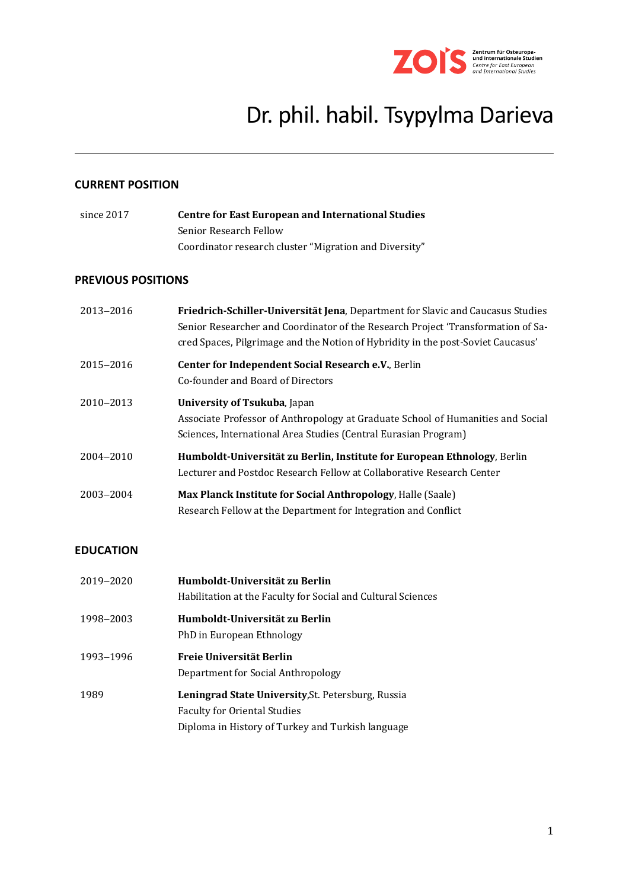# Dr. phil. habil. Tsypylma Darieva

## CURRENT POSITION

| | |
|---|---|
| since 2017 | **Centre for East European and International Studies**<br>Senior Research Fellow<br>Coordinator research cluster "Migration and Diversity" |

## PREVIOUS POSITIONS

| | |
|---|---|
| 2013–2016 | **Friedrich-Schiller-Universität Jena**, Department for Slavic and Caucasus Studies<br>Senior Researcher and Coordinator of the Research Project 'Transformation of Sacred Spaces, Pilgrimage and the Notion of Hybridity in the post-Soviet Caucasus' |
| 2015–2016 | **Center for Independent Social Research e.V.**, Berlin<br>Co-founder and Board of Directors |
| 2010–2013 | **University of Tsukuba**, Japan<br>Associate Professor of Anthropology at Graduate School of Humanities and Social Sciences, International Area Studies (Central Eurasian Program) |
| 2004–2010 | **Humboldt-Universität zu Berlin, Institute for European Ethnology**, Berlin<br>Lecturer and Postdoc Research Fellow at Collaborative Research Center |
| 2003–2004 | **Max Planck Institute for Social Anthropology**, Halle (Saale)<br>Research Fellow at the Department for Integration and Conflict |

## EDUCATION

| | |
|---|---|
| 2019–2020 | **Humboldt-Universität zu Berlin**<br>Habilitation at the Faculty for Social and Cultural Sciences |
| 1998–2003 | **Humboldt-Universität zu Berlin**<br>PhD in European Ethnology |
| 1993–1996 | **Freie Universität Berlin**<br>Department for Social Anthropology |
| 1989 | **Leningrad State University**,St. Petersburg, Russia<br>Faculty for Oriental Studies<br>Diploma in History of Turkey and Turkish language |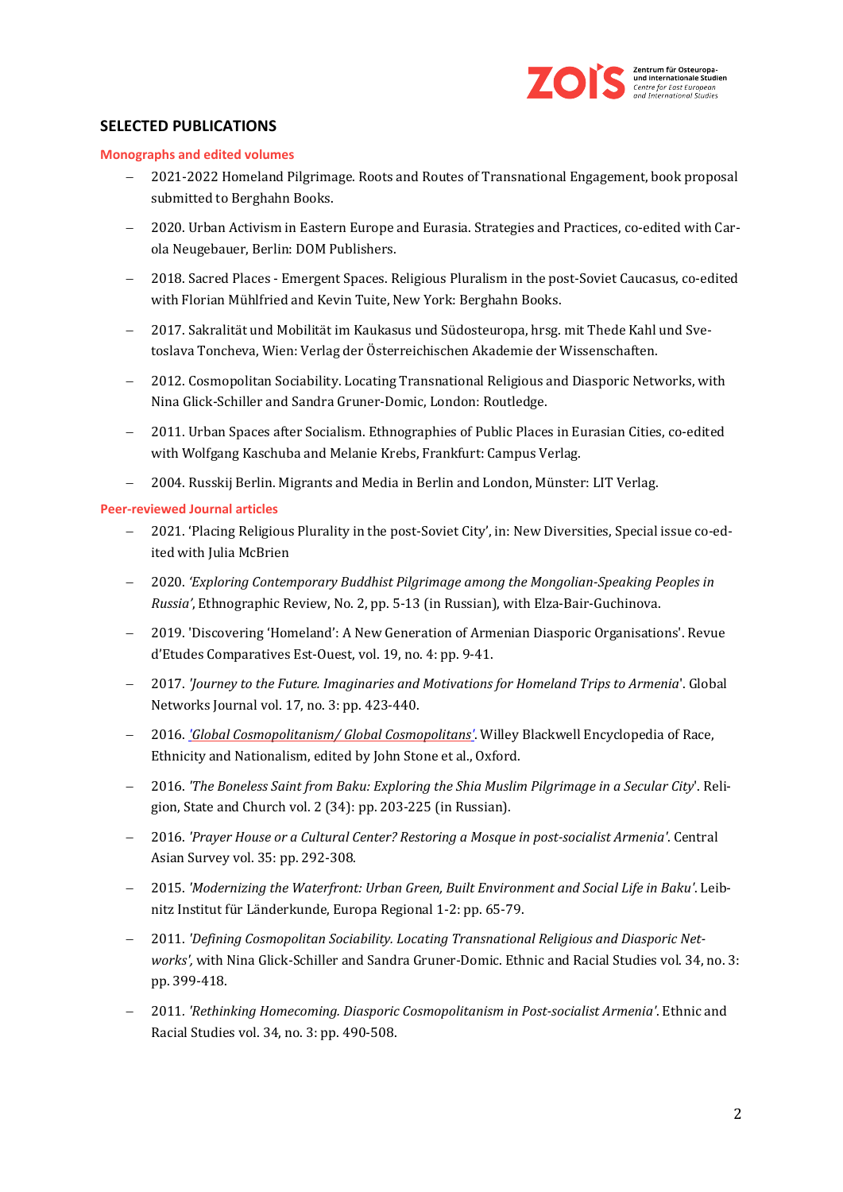## SELECTED PUBLICATIONS

### Monographs and edited volumes

- 2021-2022 Homeland Pilgrimage. Roots and Routes of Transnational Engagement, book proposal submitted to Berghahn Books.
- 2020. Urban Activism in Eastern Europe and Eurasia. Strategies and Practices, co-edited with Carola Neugebauer, Berlin: DOM Publishers.
- 2018. Sacred Places - Emergent Spaces. Religious Pluralism in the post-Soviet Caucasus, co-edited with Florian Mühlfried and Kevin Tuite, New York: Berghahn Books.
- 2017. Sakralität und Mobilität im Kaukasus und Südosteuropa, hrsg. mit Thede Kahl und Svetoslava Toncheva, Wien: Verlag der Österreichischen Akademie der Wissenschaften.
- 2012. Cosmopolitan Sociability. Locating Transnational Religious and Diasporic Networks, with Nina Glick-Schiller and Sandra Gruner-Domic, London: Routledge.
- 2011. Urban Spaces after Socialism. Ethnographies of Public Places in Eurasian Cities, co-edited with Wolfgang Kaschuba and Melanie Krebs, Frankfurt: Campus Verlag.
- 2004. Russkij Berlin. Migrants and Media in Berlin and London, Münster: LIT Verlag.

### Peer-reviewed Journal articles

- 2021. 'Placing Religious Plurality in the post-Soviet City', in: New Diversities, Special issue co-edited with Julia McBrien
- 2020. *'Exploring Contemporary Buddhist Pilgrimage among the Mongolian-Speaking Peoples in Russia'*, Ethnographic Review, No. 2, pp. 5-13 (in Russian), with Elza-Bair-Guchinova.
- 2019. 'Discovering 'Homeland': A New Generation of Armenian Diasporic Organisations'. Revue d'Etudes Comparatives Est-Ouest, vol. 19, no. 4: pp. 9-41.
- 2017. *'Journey to the Future. Imaginaries and Motivations for Homeland Trips to Armenia*'. Global Networks Journal vol. 17, no. 3: pp. 423-440.
- 2016. *'Global Cosmopolitanism/ Global Cosmopolitans'*. Willey Blackwell Encyclopedia of Race, Ethnicity and Nationalism, edited by John Stone et al., Oxford.
- 2016. *'The Boneless Saint from Baku: Exploring the Shia Muslim Pilgrimage in a Secular City*'. Religion, State and Church vol. 2 (34): pp. 203-225 (in Russian).
- 2016. *'Prayer House or a Cultural Center? Restoring a Mosque in post-socialist Armenia'*. Central Asian Survey vol. 35: pp. 292-308.
- 2015. *'Modernizing the Waterfront: Urban Green, Built Environment and Social Life in Baku'*. Leibnitz Institut für Länderkunde, Europa Regional 1-2: pp. 65-79.
- 2011. *'Defining Cosmopolitan Sociability. Locating Transnational Religious and Diasporic Networks'*, with Nina Glick-Schiller and Sandra Gruner-Domic. Ethnic and Racial Studies vol. 34, no. 3: pp. 399-418.
- 2011. *'Rethinking Homecoming. Diasporic Cosmopolitanism in Post-socialist Armenia'*. Ethnic and Racial Studies vol. 34, no. 3: pp. 490-508.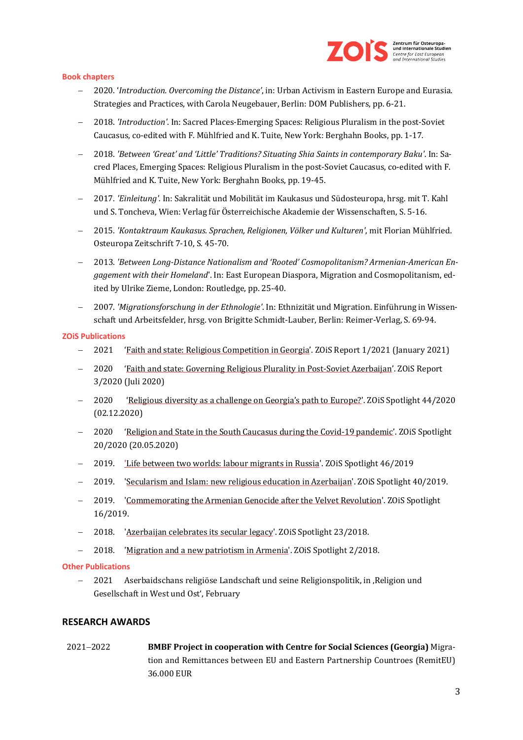### Book chapters

- 2020. '*Introduction. Overcoming the Distance'*, in: Urban Activism in Eastern Europe and Eurasia. Strategies and Practices, with Carola Neugebauer, Berlin: DOM Publishers, pp. 6-21.
- 2018. *'Introduction'*. In: Sacred Places-Emerging Spaces: Religious Pluralism in the post-Soviet Caucasus, co-edited with F. Mühlfried and K. Tuite, New York: Berghahn Books, pp. 1-17.
- 2018. *'Between 'Great' and 'Little' Traditions? Situating Shia Saints in contemporary Baku'*. In: Sacred Places, Emerging Spaces: Religious Pluralism in the post-Soviet Caucasus, co-edited with F. Mühlfried and K. Tuite, New York: Berghahn Books, pp. 19-45.
- 2017. *'Einleitung'*. In: Sakralität und Mobilität im Kaukasus und Südosteuropa, hrsg. mit T. Kahl und S. Toncheva, Wien: Verlag für Österreichische Akademie der Wissenschaften, S. 5-16.
- 2015. *'Kontaktraum Kaukasus. Sprachen, Religionen, Völker und Kulturen'*, mit Florian Mühlfried. Osteuropa Zeitschrift 7-10, S. 45-70.
- 2013. *'Between Long-Distance Nationalism and 'Rooted' Cosmopolitanism? Armenian-American Engagement with their Homeland*'. In: East European Diaspora, Migration and Cosmopolitanism, edited by Ulrike Zieme, London: Routledge, pp. 25-40.
- 2007. *'Migrationsforschung in der Ethnologie'*. In: Ethnizität und Migration. Einführung in Wissenschaft und Arbeitsfelder, hrsg. von Brigitte Schmidt-Lauber, Berlin: Reimer-Verlag, S. 69-94.

### ZOiS Publications

- 2021 'Faith and state: Religious Competition in Georgia'. ZOiS Report 1/2021 (January 2021)
- 2020 'Faith and state: Governing Religious Plurality in Post-Soviet Azerbaijan'. ZOiS Report 3/2020 (Juli 2020)
- 2020 'Religious diversity as a challenge on Georgia's path to Europe?'. ZOiS Spotlight 44/2020 (02.12.2020)
- 2020 'Religion and State in the South Caucasus during the Covid-19 pandemic'. ZOiS Spotlight 20/2020 (20.05.2020)
- 2019. 'Life between two worlds: labour migrants in Russia'. ZOiS Spotlight 46/2019
- 2019. 'Secularism and Islam: new religious education in Azerbaijan'. ZOiS Spotlight 40/2019.
- 2019. 'Commemorating the Armenian Genocide after the Velvet Revolution'. ZOiS Spotlight 16/2019.
- 2018. 'Azerbaijan celebrates its secular legacy'. ZOiS Spotlight 23/2018.
- 2018. 'Migration and a new patriotism in Armenia'. ZOiS Spotlight 2/2018.

### Other Publications

- 2021 Aserbaidschans religiöse Landschaft und seine Religionspolitik, in ‚Religion und Gesellschaft in West und Ost', February

## RESEARCH AWARDS

2021–2022 **BMBF Project in cooperation with Centre for Social Sciences (Georgia)** Migration and Remittances between EU and Eastern Partnership Countroes (RemitEU) 36.000 EUR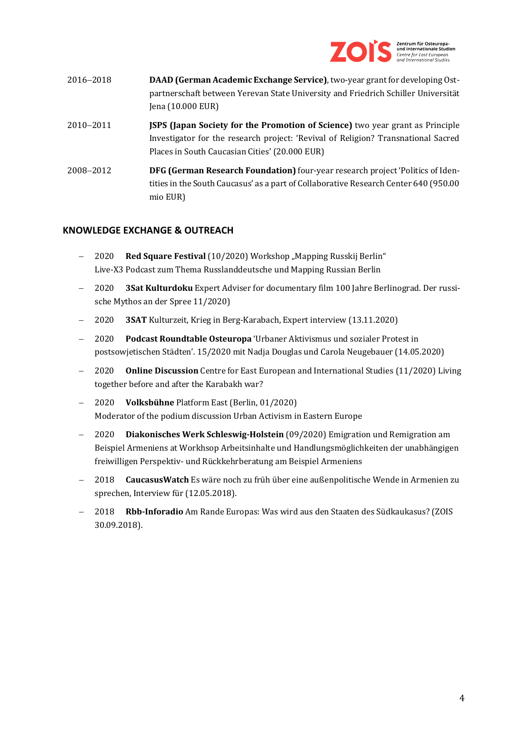| | |
|---|---|
| 2016–2018 | **DAAD (German Academic Exchange Service)**, two-year grant for developing Ost-partnerschaft between Yerevan State University and Friedrich Schiller Universität Jena (10.000 EUR) |
| 2010–2011 | **JSPS (Japan Society for the Promotion of Science)** two year grant as Principle Investigator for the research project: 'Revival of Religion? Transnational Sacred Places in South Caucasian Cities' (20.000 EUR) |
| 2008–2012 | **DFG (German Research Foundation)** four-year research project 'Politics of Identities in the South Caucasus' as a part of Collaborative Research Center 640 (950.00 mio EUR) |

## KNOWLEDGE EXCHANGE & OUTREACH

- 2020 **Red Square Festival** (10/2020) Workshop „Mapping Russkij Berlin“
  Live-X3 Podcast zum Thema Russlanddeutsche und Mapping Russian Berlin
- 2020 **3Sat Kulturdoku** Expert Adviser for documentary film 100 Jahre Berlinograd. Der russische Mythos an der Spree 11/2020)
- 2020 **3SAT** Kulturzeit, Krieg in Berg-Karabach, Expert interview (13.11.2020)
- 2020 **Podcast Roundtable Osteuropa** 'Urbaner Aktivismus und sozialer Protest in postsowjetischen Städten'. 15/2020 mit Nadja Douglas und Carola Neugebauer (14.05.2020)
- 2020 **Online Discussion** Centre for East European and International Studies (11/2020) Living together before and after the Karabakh war?
- 2020 **Volksbühne** Platform East (Berlin, 01/2020)
  Moderator of the podium discussion Urban Activism in Eastern Europe
- 2020 **Diakonisches Werk Schleswig-Holstein** (09/2020) Emigration und Remigration am Beispiel Armeniens at Workhsop Arbeitsinhalte und Handlungsmöglichkeiten der unabhängigen freiwilligen Perspektiv- und Rückkehrberatung am Beispiel Armeniens
- 2018 **CaucasusWatch** Es wäre noch zu früh über eine außenpolitische Wende in Armenien zu sprechen, Interview für (12.05.2018).
- 2018 **Rbb-Inforadio** Am Rande Europas: Was wird aus den Staaten des Südkaukasus? (ZOIS 30.09.2018).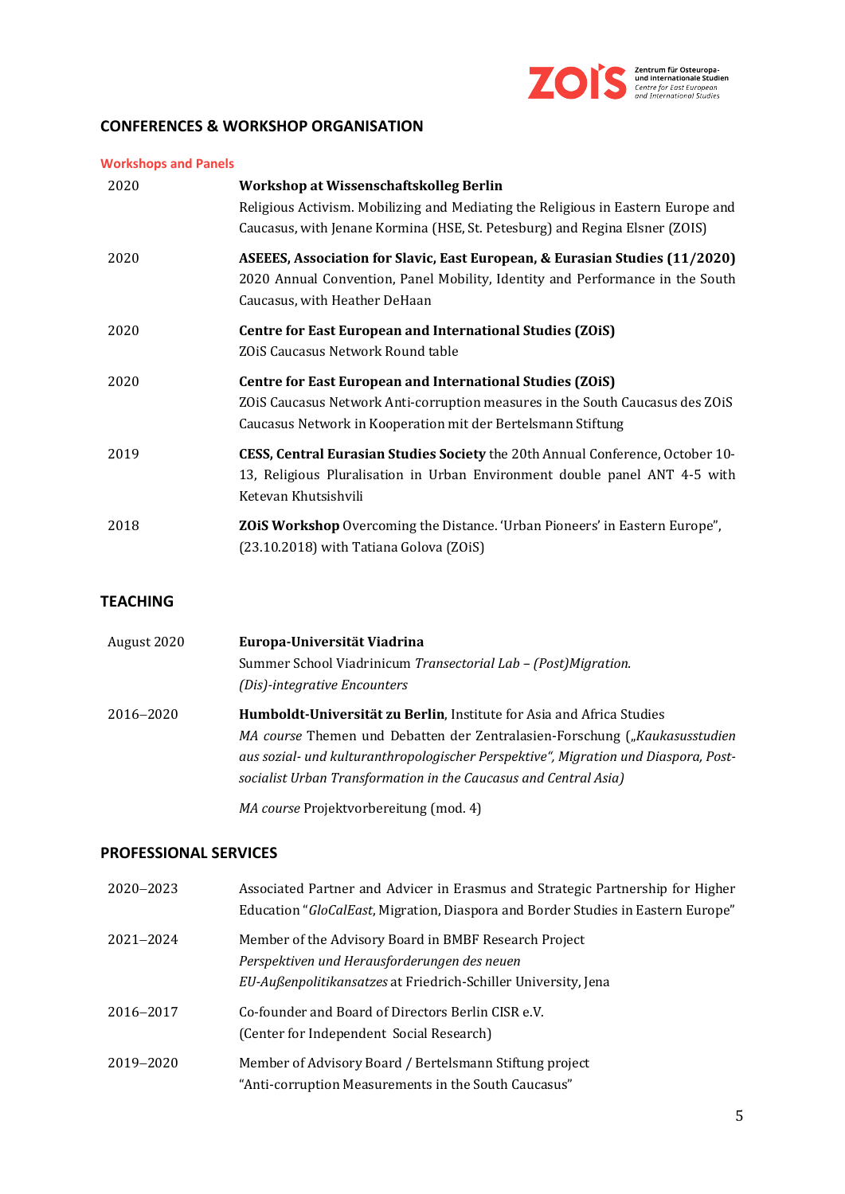## CONFERENCES & WORKSHOP ORGANISATION

### Workshops and Panels

| | |
|---|---|
| 2020 | **Workshop at Wissenschaftskolleg Berlin**<br>Religious Activism. Mobilizing and Mediating the Religious in Eastern Europe and Caucasus, with Jenane Kormina (HSE, St. Petesburg) and Regina Elsner (ZOIS) |
| 2020 | **ASEEES, Association for Slavic, East European, & Eurasian Studies (11/2020)**<br>2020 Annual Convention, Panel Mobility, Identity and Performance in the South Caucasus, with Heather DeHaan |
| 2020 | **Centre for East European and International Studies (ZOiS)**<br>ZOiS Caucasus Network Round table |
| 2020 | **Centre for East European and International Studies (ZOiS)**<br>ZOiS Caucasus Network Anti-corruption measures in the South Caucasus des ZOiS Caucasus Network in Kooperation mit der Bertelsmann Stiftung |
| 2019 | **CESS, Central Eurasian Studies Society** the 20th Annual Conference, October 10-13, Religious Pluralisation in Urban Environment double panel ANT 4-5 with Ketevan Khutsishvili |
| 2018 | **ZOiS Workshop** Overcoming the Distance. 'Urban Pioneers' in Eastern Europe", (23.10.2018) with Tatiana Golova (ZOiS) |

## TEACHING

| | |
|---|---|
| August 2020 | **Europa-Universität Viadrina**<br>Summer School Viadrinicum *Transectorial Lab – (Post)Migration. (Dis)-integrative Encounters* |
| 2016–2020 | **Humboldt-Universität zu Berlin**, Institute for Asia and Africa Studies<br>*MA course* Themen und Debatten der Zentralasien-Forschung (*„Kaukasusstudien aus sozial- und kulturanthropologischer Perspektive", Migration und Diaspora, Post-socialist Urban Transformation in the Caucasus and Central Asia)*<br><br>*MA course* Projektvorbereitung (mod. 4) |

## PROFESSIONAL SERVICES

| | |
|---|---|
| 2020–2023 | Associated Partner and Advicer in Erasmus and Strategic Partnership for Higher Education "*GloCalEast*, Migration, Diaspora and Border Studies in Eastern Europe" |
| 2021–2024 | Member of the Advisory Board in BMBF Research Project *Perspektiven und Herausforderungen des neuen EU-Außenpolitikansatzes* at Friedrich-Schiller University, Jena |
| 2016–2017 | Co-founder and Board of Directors Berlin CISR e.V. (Center for Independent Social Research) |
| 2019–2020 | Member of Advisory Board / Bertelsmann Stiftung project "Anti-corruption Measurements in the South Caucasus" |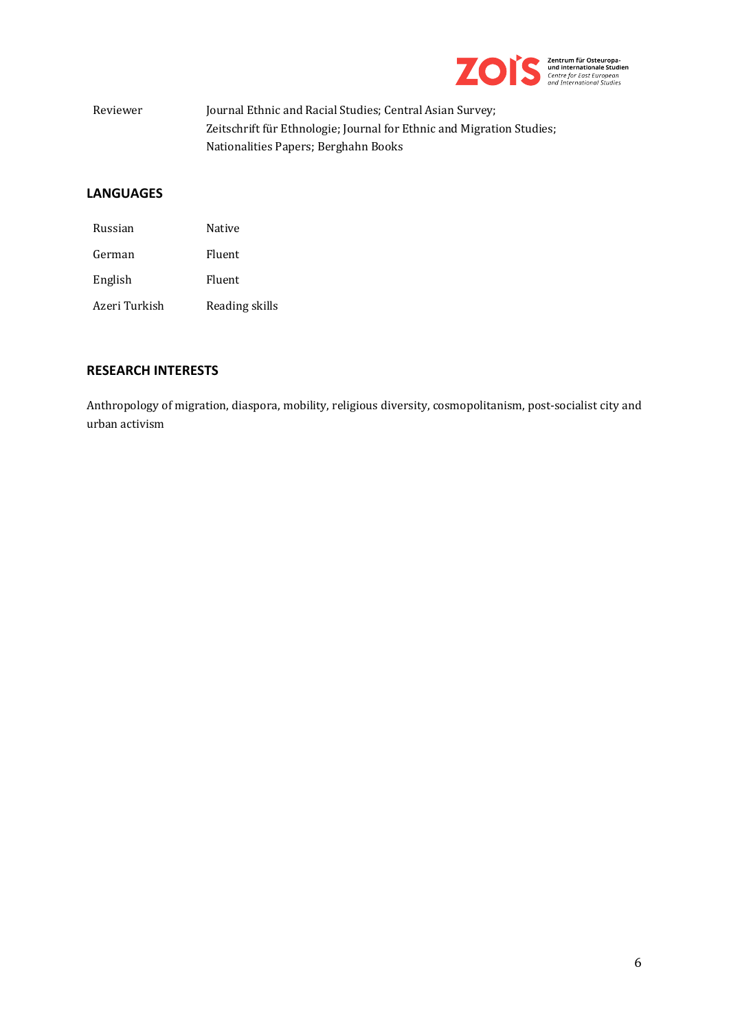| | |
|---|---|
| Reviewer | Journal Ethnic and Racial Studies; Central Asian Survey; Zeitschrift für Ethnologie; Journal for Ethnic and Migration Studies; Nationalities Papers; Berghahn Books |

## LANGUAGES

| | |
|---|---|
| Russian | Native |
| German | Fluent |
| English | Fluent |
| Azeri Turkish | Reading skills |

## RESEARCH INTERESTS

Anthropology of migration, diaspora, mobility, religious diversity, cosmopolitanism, post-socialist city and urban activism